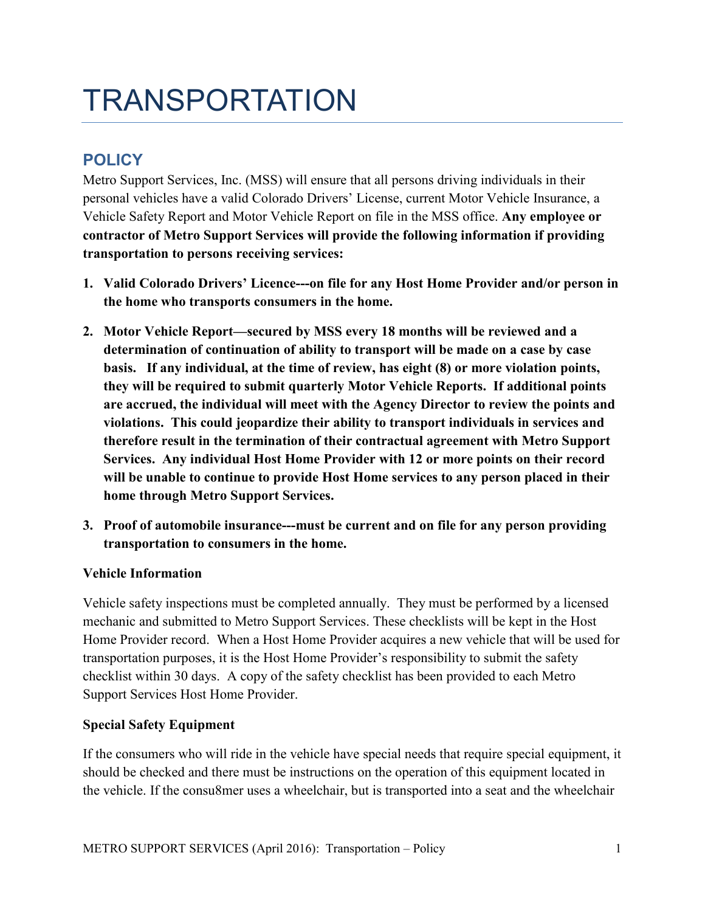# TRANSPORTATION

## POLICY

Metro Support Services, Inc. (MSS) will ensure that all persons driving individuals in their personal vehicles have a valid Colorado Drivers' License, current Motor Vehicle Insurance, a Vehicle Safety Report and Motor Vehicle Report on file in the MSS office. **Any employee or contractor of Metro Support Services will provide the following information if providing transportation to persons receiving services:**

1. **Valid Colorado Drivers' Licence---on file for any Host Home Provider and/or person in the home who transports consumers in the home.**
2. **Motor Vehicle Report—secured by MSS every 18 months will be reviewed and a determination of continuation of ability to transport will be made on a case by case basis. If any individual, at the time of review, has eight (8) or more violation points, they will be required to submit quarterly Motor Vehicle Reports. If additional points are accrued, the individual will meet with the Agency Director to review the points and violations. This could jeopardize their ability to transport individuals in services and therefore result in the termination of their contractual agreement with Metro Support Services. Any individual Host Home Provider with 12 or more points on their record will be unable to continue to provide Host Home services to any person placed in their home through Metro Support Services.**
3. **Proof of automobile insurance---must be current and on file for any person providing transportation to consumers in the home.**

**Vehicle Information**

Vehicle safety inspections must be completed annually. They must be performed by a licensed mechanic and submitted to Metro Support Services. These checklists will be kept in the Host Home Provider record. When a Host Home Provider acquires a new vehicle that will be used for transportation purposes, it is the Host Home Provider's responsibility to submit the safety checklist within 30 days. A copy of the safety checklist has been provided to each Metro Support Services Host Home Provider.

**Special Safety Equipment**

If the consumers who will ride in the vehicle have special needs that require special equipment, it should be checked and there must be instructions on the operation of this equipment located in the vehicle. If the consu8mer uses a wheelchair, but is transported into a seat and the wheelchair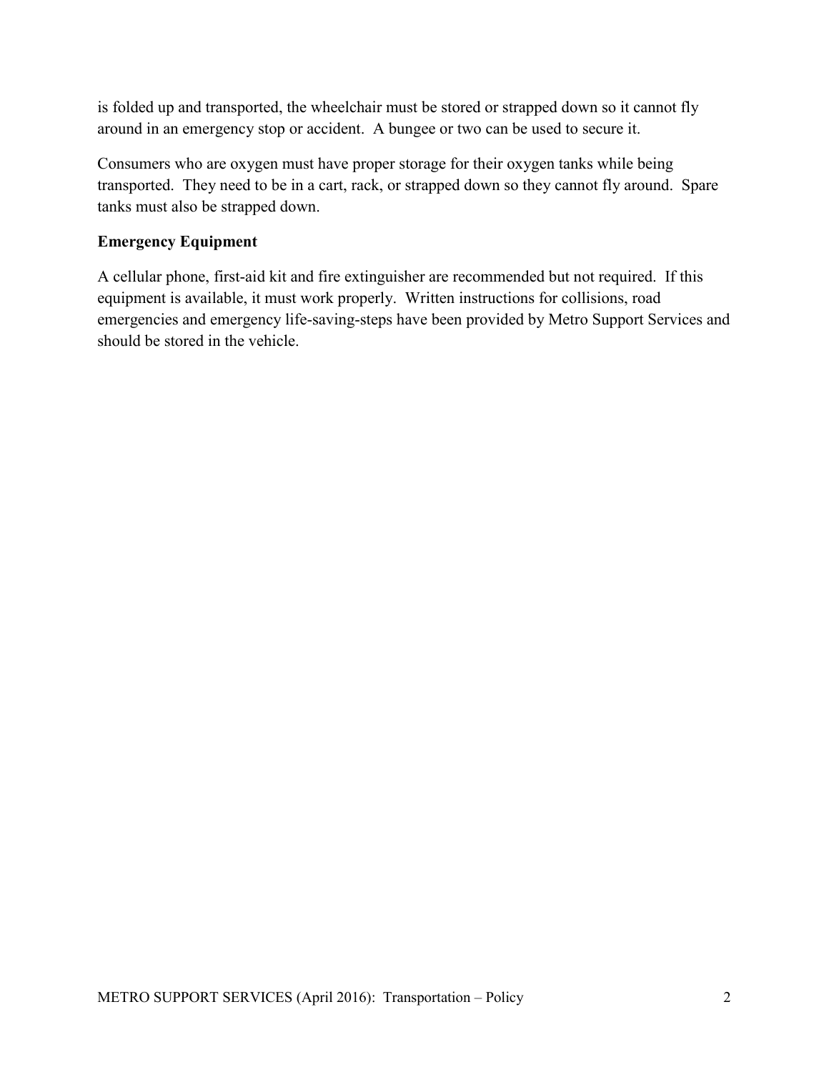is folded up and transported, the wheelchair must be stored or strapped down so it cannot fly around in an emergency stop or accident. A bungee or two can be used to secure it.

Consumers who are oxygen must have proper storage for their oxygen tanks while being transported. They need to be in a cart, rack, or strapped down so they cannot fly around. Spare tanks must also be strapped down.

**Emergency Equipment**

A cellular phone, first-aid kit and fire extinguisher are recommended but not required. If this equipment is available, it must work properly. Written instructions for collisions, road emergencies and emergency life-saving-steps have been provided by Metro Support Services and should be stored in the vehicle.